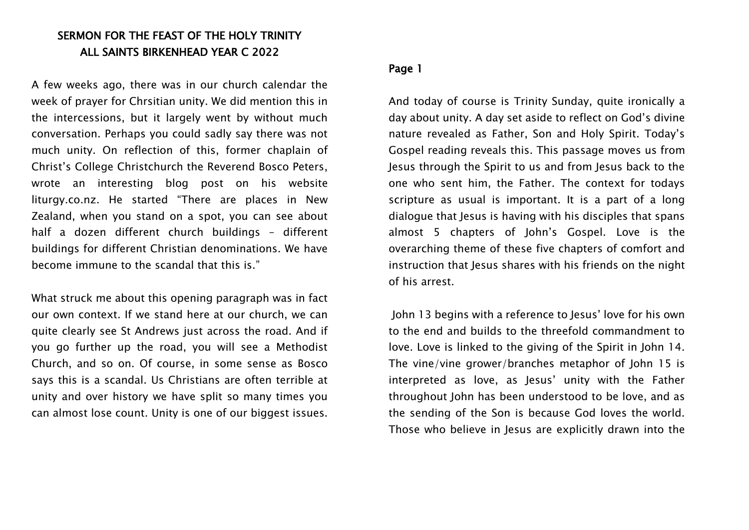# SERMON FOR THE FEAST OF THE HOLY TRINITY
## ALL SAINTS BIRKENHEAD YEAR C 2022

A few weeks ago, there was in our church calendar the week of prayer for Chrsitian unity. We did mention this in the intercessions, but it largely went by without much conversation. Perhaps you could sadly say there was not much unity. On reflection of this, former chaplain of Christ's College Christchurch the Reverend Bosco Peters, wrote an interesting blog post on his website liturgy.co.nz. He started "There are places in New Zealand, when you stand on a spot, you can see about half a dozen different church buildings – different buildings for different Christian denominations. We have become immune to the scandal that this is."

What struck me about this opening paragraph was in fact our own context. If we stand here at our church, we can quite clearly see St Andrews just across the road. And if you go further up the road, you will see a Methodist Church, and so on. Of course, in some sense as Bosco says this is a scandal. Us Christians are often terrible at unity and over history we have split so many times you can almost lose count. Unity is one of our biggest issues.

**Page 1**

And today of course is Trinity Sunday, quite ironically a day about unity. A day set aside to reflect on God's divine nature revealed as Father, Son and Holy Spirit. Today's Gospel reading reveals this. This passage moves us from Jesus through the Spirit to us and from Jesus back to the one who sent him, the Father. The context for todays scripture as usual is important. It is a part of a long dialogue that Jesus is having with his disciples that spans almost 5 chapters of John's Gospel. Love is the overarching theme of these five chapters of comfort and instruction that Jesus shares with his friends on the night of his arrest.

John 13 begins with a reference to Jesus' love for his own to the end and builds to the threefold commandment to love. Love is linked to the giving of the Spirit in John 14. The vine/vine grower/branches metaphor of John 15 is interpreted as love, as Jesus' unity with the Father throughout John has been understood to be love, and as the sending of the Son is because God loves the world. Those who believe in Jesus are explicitly drawn into the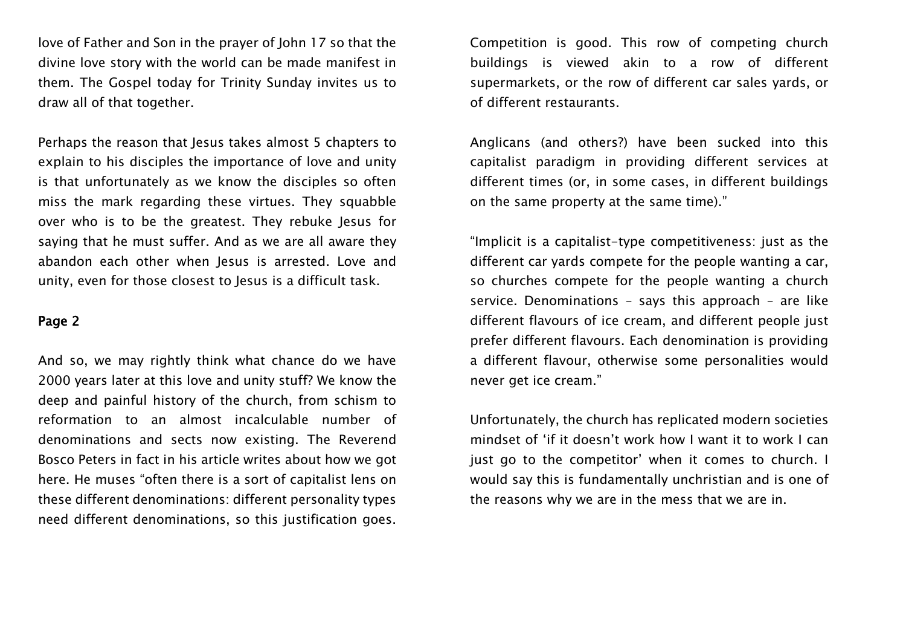love of Father and Son in the prayer of John 17 so that the divine love story with the world can be made manifest in them. The Gospel today for Trinity Sunday invites us to draw all of that together.

Perhaps the reason that Jesus takes almost 5 chapters to explain to his disciples the importance of love and unity is that unfortunately as we know the disciples so often miss the mark regarding these virtues. They squabble over who is to be the greatest. They rebuke Jesus for saying that he must suffer. And as we are all aware they abandon each other when Jesus is arrested. Love and unity, even for those closest to Jesus is a difficult task.

**Page 2**

And so, we may rightly think what chance do we have 2000 years later at this love and unity stuff? We know the deep and painful history of the church, from schism to reformation to an almost incalculable number of denominations and sects now existing. The Reverend Bosco Peters in fact in his article writes about how we got here. He muses "often there is a sort of capitalist lens on these different denominations: different personality types need different denominations, so this justification goes. Competition is good. This row of competing church buildings is viewed akin to a row of different supermarkets, or the row of different car sales yards, or of different restaurants.

Anglicans (and others?) have been sucked into this capitalist paradigm in providing different services at different times (or, in some cases, in different buildings on the same property at the same time)."

"Implicit is a capitalist-type competitiveness: just as the different car yards compete for the people wanting a car, so churches compete for the people wanting a church service. Denominations – says this approach – are like different flavours of ice cream, and different people just prefer different flavours. Each denomination is providing a different flavour, otherwise some personalities would never get ice cream."

Unfortunately, the church has replicated modern societies mindset of 'if it doesn't work how I want it to work I can just go to the competitor' when it comes to church. I would say this is fundamentally unchristian and is one of the reasons why we are in the mess that we are in.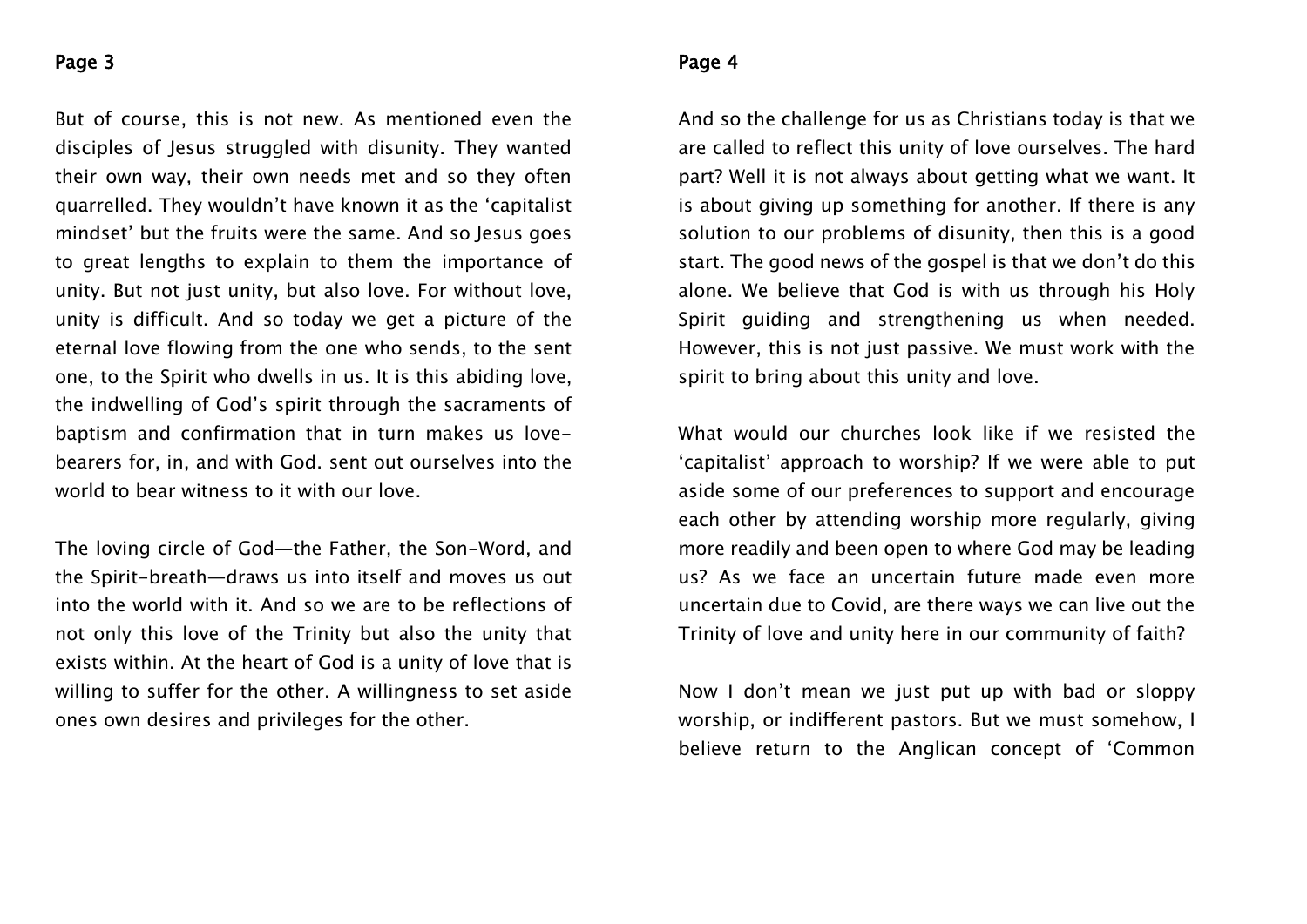But of course, this is not new. As mentioned even the disciples of Jesus struggled with disunity. They wanted their own way, their own needs met and so they often quarrelled. They wouldn't have known it as the 'capitalist mindset' but the fruits were the same. And so Jesus goes to great lengths to explain to them the importance of unity. But not just unity, but also love. For without love, unity is difficult. And so today we get a picture of the eternal love flowing from the one who sends, to the sent one, to the Spirit who dwells in us. It is this abiding love, the indwelling of God's spirit through the sacraments of baptism and confirmation that in turn makes us love-bearers for, in, and with God. sent out ourselves into the world to bear witness to it with our love.

The loving circle of God—the Father, the Son-Word, and the Spirit-breath—draws us into itself and moves us out into the world with it. And so we are to be reflections of not only this love of the Trinity but also the unity that exists within. At the heart of God is a unity of love that is willing to suffer for the other. A willingness to set aside ones own desires and privileges for the other.

And so the challenge for us as Christians today is that we are called to reflect this unity of love ourselves. The hard part? Well it is not always about getting what we want. It is about giving up something for another. If there is any solution to our problems of disunity, then this is a good start. The good news of the gospel is that we don't do this alone. We believe that God is with us through his Holy Spirit guiding and strengthening us when needed. However, this is not just passive. We must work with the spirit to bring about this unity and love.

What would our churches look like if we resisted the 'capitalist' approach to worship? If we were able to put aside some of our preferences to support and encourage each other by attending worship more regularly, giving more readily and been open to where God may be leading us? As we face an uncertain future made even more uncertain due to Covid, are there ways we can live out the Trinity of love and unity here in our community of faith?

Now I don't mean we just put up with bad or sloppy worship, or indifferent pastors. But we must somehow, I believe return to the Anglican concept of 'Common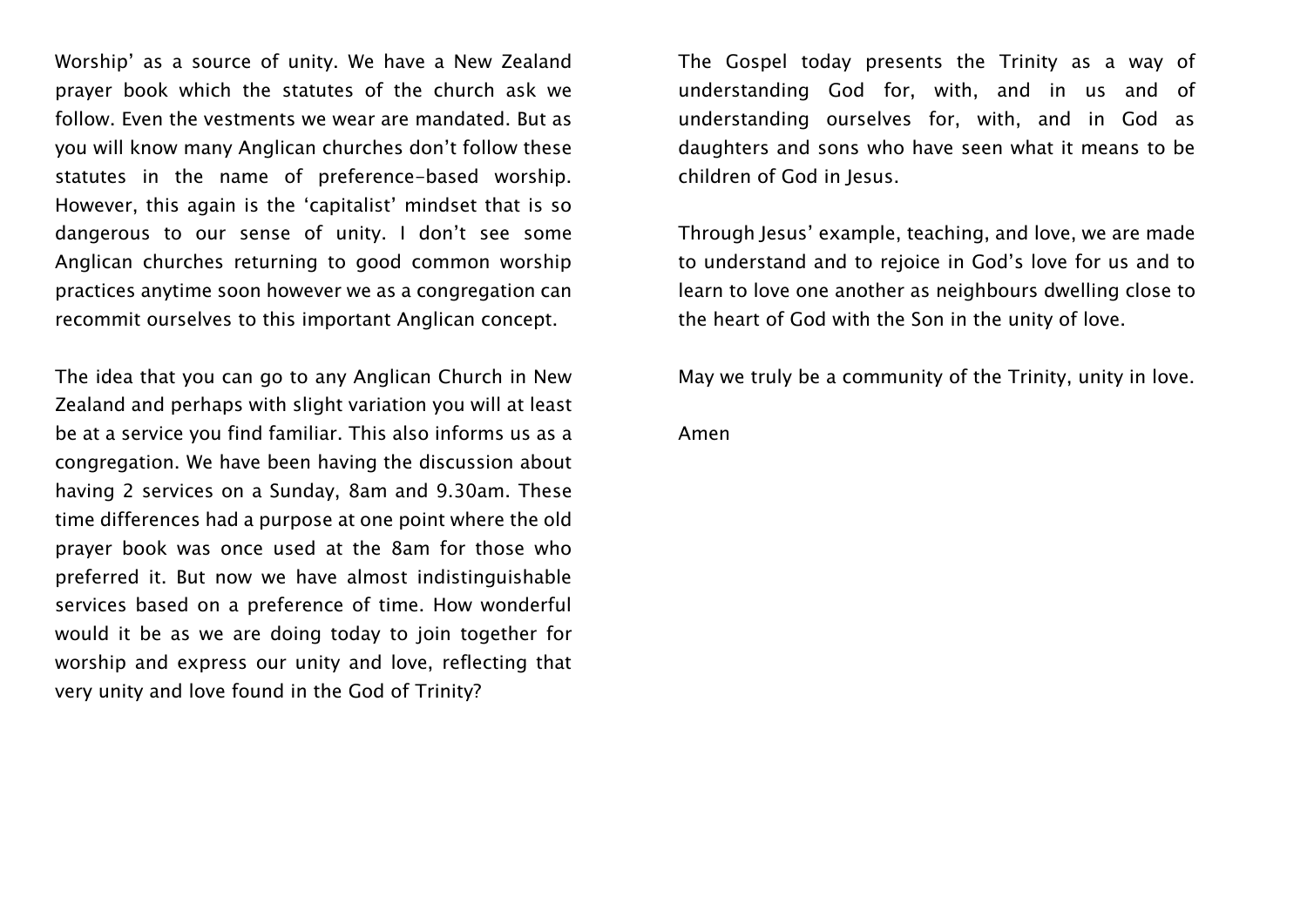Worship' as a source of unity. We have a New Zealand prayer book which the statutes of the church ask we follow. Even the vestments we wear are mandated. But as you will know many Anglican churches don't follow these statutes in the name of preference-based worship. However, this again is the 'capitalist' mindset that is so dangerous to our sense of unity. I don't see some Anglican churches returning to good common worship practices anytime soon however we as a congregation can recommit ourselves to this important Anglican concept.

The idea that you can go to any Anglican Church in New Zealand and perhaps with slight variation you will at least be at a service you find familiar. This also informs us as a congregation. We have been having the discussion about having 2 services on a Sunday, 8am and 9.30am. These time differences had a purpose at one point where the old prayer book was once used at the 8am for those who preferred it. But now we have almost indistinguishable services based on a preference of time. How wonderful would it be as we are doing today to join together for worship and express our unity and love, reflecting that very unity and love found in the God of Trinity?

The Gospel today presents the Trinity as a way of understanding God for, with, and in us and of understanding ourselves for, with, and in God as daughters and sons who have seen what it means to be children of God in Jesus.

Through Jesus' example, teaching, and love, we are made to understand and to rejoice in God's love for us and to learn to love one another as neighbours dwelling close to the heart of God with the Son in the unity of love.

May we truly be a community of the Trinity, unity in love.

Amen